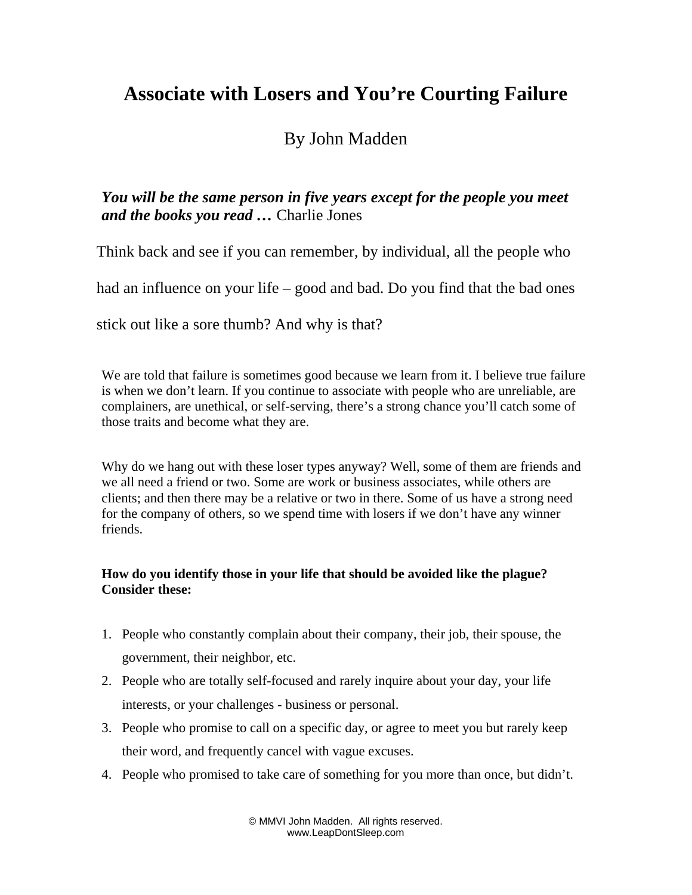# Associate with Losers and You're Courting Failure

By John Madden

***You will be the same person in five years except for the people you meet and the books you read …*** Charlie Jones

Think back and see if you can remember, by individual, all the people who had an influence on your life – good and bad. Do you find that the bad ones stick out like a sore thumb? And why is that?

We are told that failure is sometimes good because we learn from it. I believe true failure is when we don't learn. If you continue to associate with people who are unreliable, are complainers, are unethical, or self-serving, there's a strong chance you'll catch some of those traits and become what they are.

Why do we hang out with these loser types anyway? Well, some of them are friends and we all need a friend or two. Some are work or business associates, while others are clients; and then there may be a relative or two in there. Some of us have a strong need for the company of others, so we spend time with losers if we don't have any winner friends.

**How do you identify those in your life that should be avoided like the plague? Consider these:**

1. People who constantly complain about their company, their job, their spouse, the government, their neighbor, etc.
2. People who are totally self-focused and rarely inquire about your day, your life interests, or your challenges - business or personal.
3. People who promise to call on a specific day, or agree to meet you but rarely keep their word, and frequently cancel with vague excuses.
4. People who promised to take care of something for you more than once, but didn't.

© MMVI John Madden. All rights reserved.
www.LeapDontSleep.com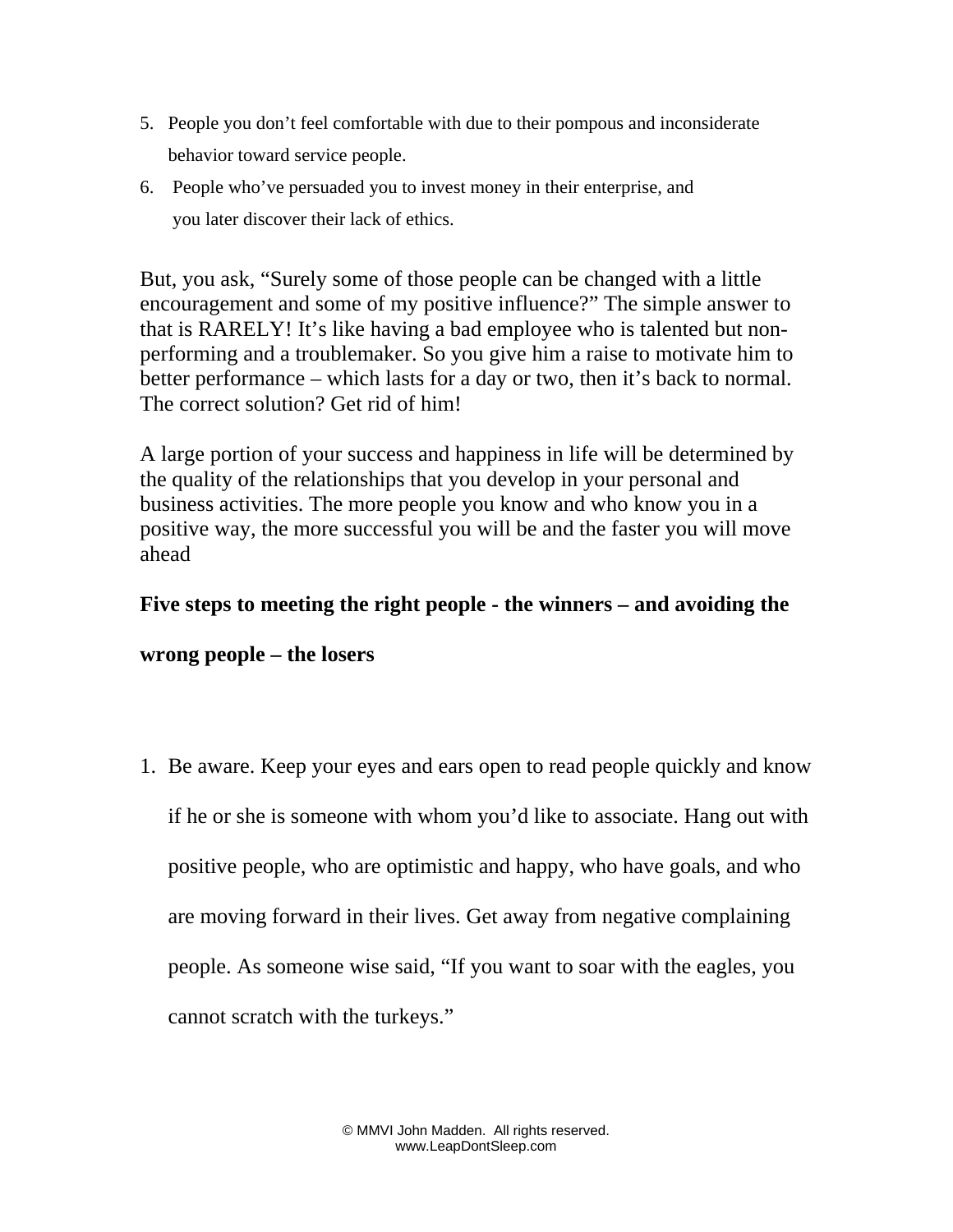5. People you don't feel comfortable with due to their pompous and inconsiderate behavior toward service people.
6. People who've persuaded you to invest money in their enterprise, and you later discover their lack of ethics.

But, you ask, "Surely some of those people can be changed with a little encouragement and some of my positive influence?" The simple answer to that is RARELY! It's like having a bad employee who is talented but non-performing and a troublemaker. So you give him a raise to motivate him to better performance – which lasts for a day or two, then it's back to normal. The correct solution? Get rid of him!

A large portion of your success and happiness in life will be determined by the quality of the relationships that you develop in your personal and business activities. The more people you know and who know you in a positive way, the more successful you will be and the faster you will move ahead

**Five steps to meeting the right people - the winners – and avoiding the wrong people – the losers**

1. Be aware. Keep your eyes and ears open to read people quickly and know if he or she is someone with whom you'd like to associate. Hang out with positive people, who are optimistic and happy, who have goals, and who are moving forward in their lives. Get away from negative complaining people. As someone wise said, "If you want to soar with the eagles, you cannot scratch with the turkeys."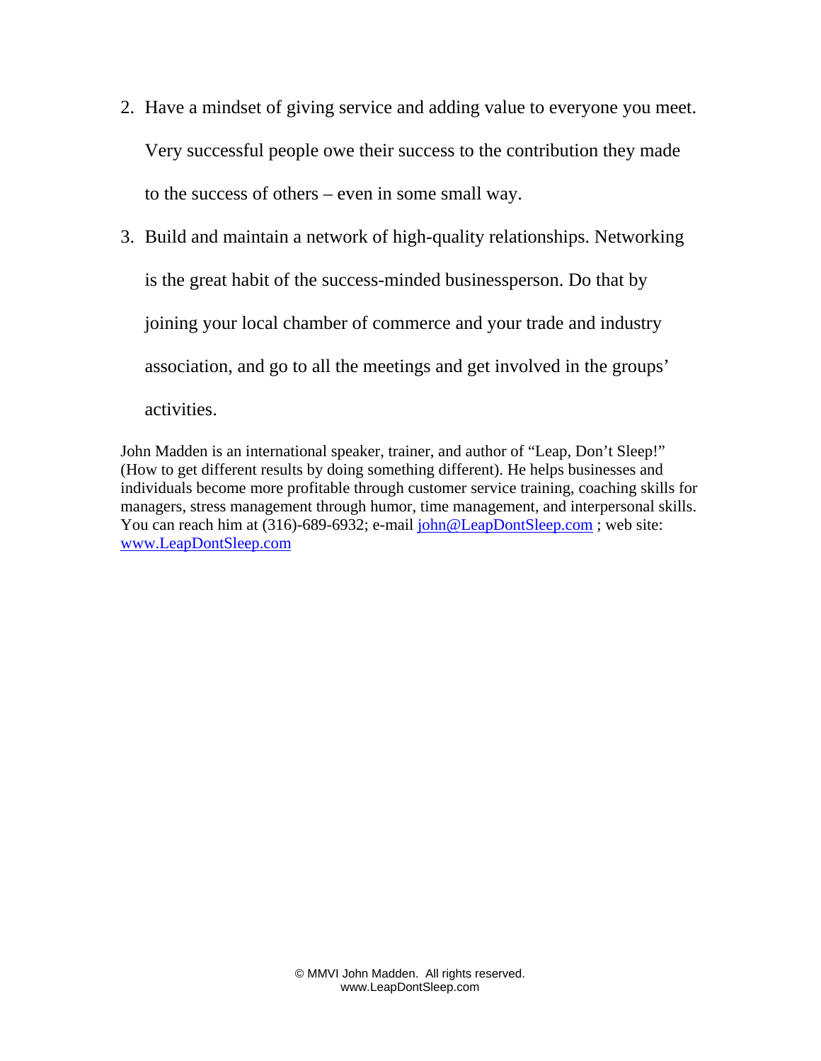2. Have a mindset of giving service and adding value to everyone you meet. Very successful people owe their success to the contribution they made to the success of others – even in some small way.
3. Build and maintain a network of high-quality relationships. Networking is the great habit of the success-minded businessperson. Do that by joining your local chamber of commerce and your trade and industry association, and go to all the meetings and get involved in the groups' activities.

John Madden is an international speaker, trainer, and author of "Leap, Don't Sleep!" (How to get different results by doing something different). He helps businesses and individuals become more profitable through customer service training, coaching skills for managers, stress management through humor, time management, and interpersonal skills. You can reach him at (316)-689-6932; e-mail john@LeapDontSleep.com ; web site: www.LeapDontSleep.com

© MMVI John Madden. All rights reserved.
www.LeapDontSleep.com